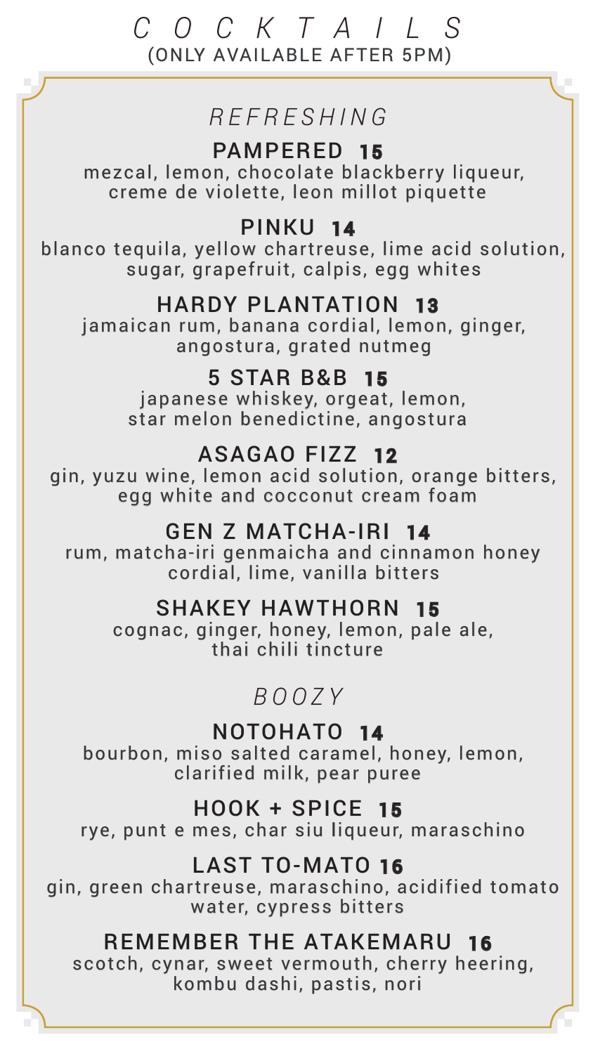# COCKTAILS

(ONLY AVAILABLE AFTER 5PM)

## *REFRESHING*

### PAMPERED **15**

mezcal, lemon, chocolate blackberry liqueur, creme de violette, leon millot piquette

### PINKU **14**

blanco tequila, yellow chartreuse, lime acid solution, sugar, grapefruit, calpis, egg whites

### HARDY PLANTATION **13**

jamaican rum, banana cordial, lemon, ginger, angostura, grated nutmeg

### 5 STAR B&B **15**

japanese whiskey, orgeat, lemon, star melon benedictine, angostura

### ASAGAO FIZZ **12**

gin, yuzu wine, lemon acid solution, orange bitters, egg white and cocconut cream foam

### GEN Z MATCHA-IRI **14**

rum, matcha-iri genmaicha and cinnamon honey cordial, lime, vanilla bitters

### SHAKEY HAWTHORN **15**

cognac, ginger, honey, lemon, pale ale, thai chili tincture

## *BOOZY*

### NOTOHATO **14**

bourbon, miso salted caramel, honey, lemon, clarified milk, pear puree

### HOOK + SPICE **15**

rye, punt e mes, char siu liqueur, maraschino

### LAST TO-MATO **16**

gin, green chartreuse, maraschino, acidified tomato water, cypress bitters

### REMEMBER THE ATAKEMARU **16**

scotch, cynar, sweet vermouth, cherry heering, kombu dashi, pastis, nori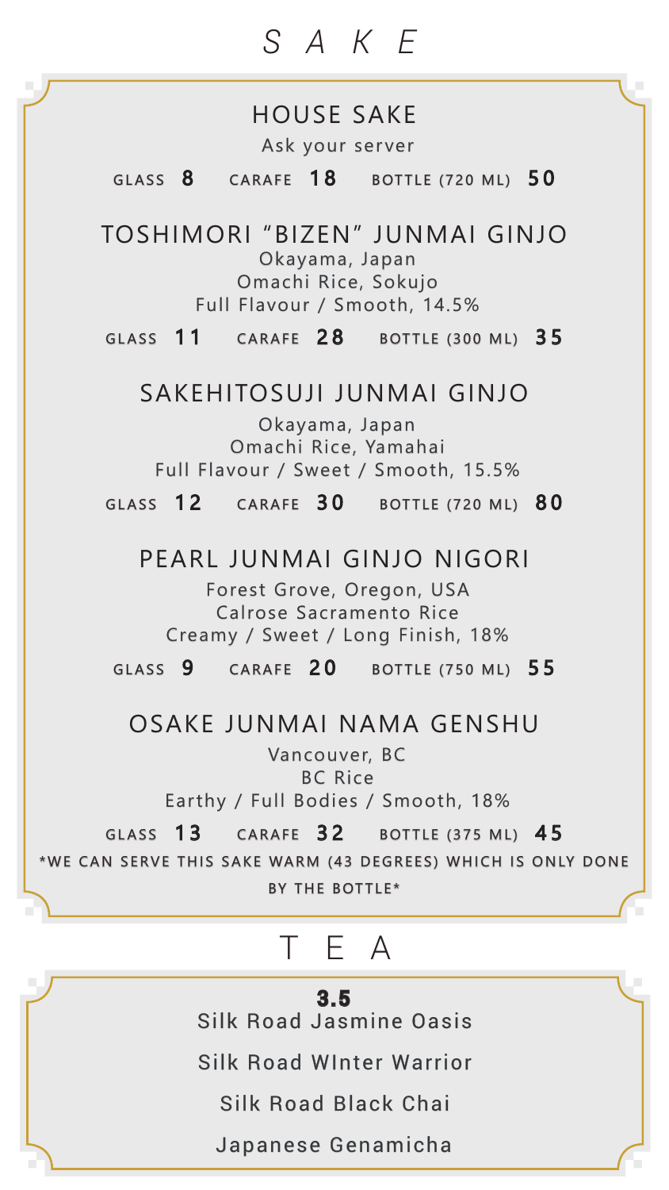# SAKE

## HOUSE SAKE

Ask your server

GLASS **8** CARAFE **18** BOTTLE (720 ML) **50**

## TOSHIMORI "BIZEN" JUNMAI GINJO

Okayama, Japan
Omachi Rice, Sokujo
Full Flavour / Smooth, 14.5%

GLASS **11** CARAFE **28** BOTTLE (300 ML) **35**

## SAKEHITOSUJI JUNMAI GINJO

Okayama, Japan
Omachi Rice, Yamahai
Full Flavour / Sweet / Smooth, 15.5%

GLASS **12** CARAFE **30** BOTTLE (720 ML) **80**

## PEARL JUNMAI GINJO NIGORI

Forest Grove, Oregon, USA
Calrose Sacramento Rice
Creamy / Sweet / Long Finish, 18%

GLASS **9** CARAFE **20** BOTTLE (750 ML) **55**

## OSAKE JUNMAI NAMA GENSHU

Vancouver, BC
BC Rice
Earthy / Full Bodies / Smooth, 18%

GLASS **13** CARAFE **32** BOTTLE (375 ML) **45**

*WE CAN SERVE THIS SAKE WARM (43 DEGREES) WHICH IS ONLY DONE BY THE BOTTLE*

# TEA

**3.5**

Silk Road Jasmine Oasis

Silk Road WInter Warrior

Silk Road Black Chai

Japanese Genamicha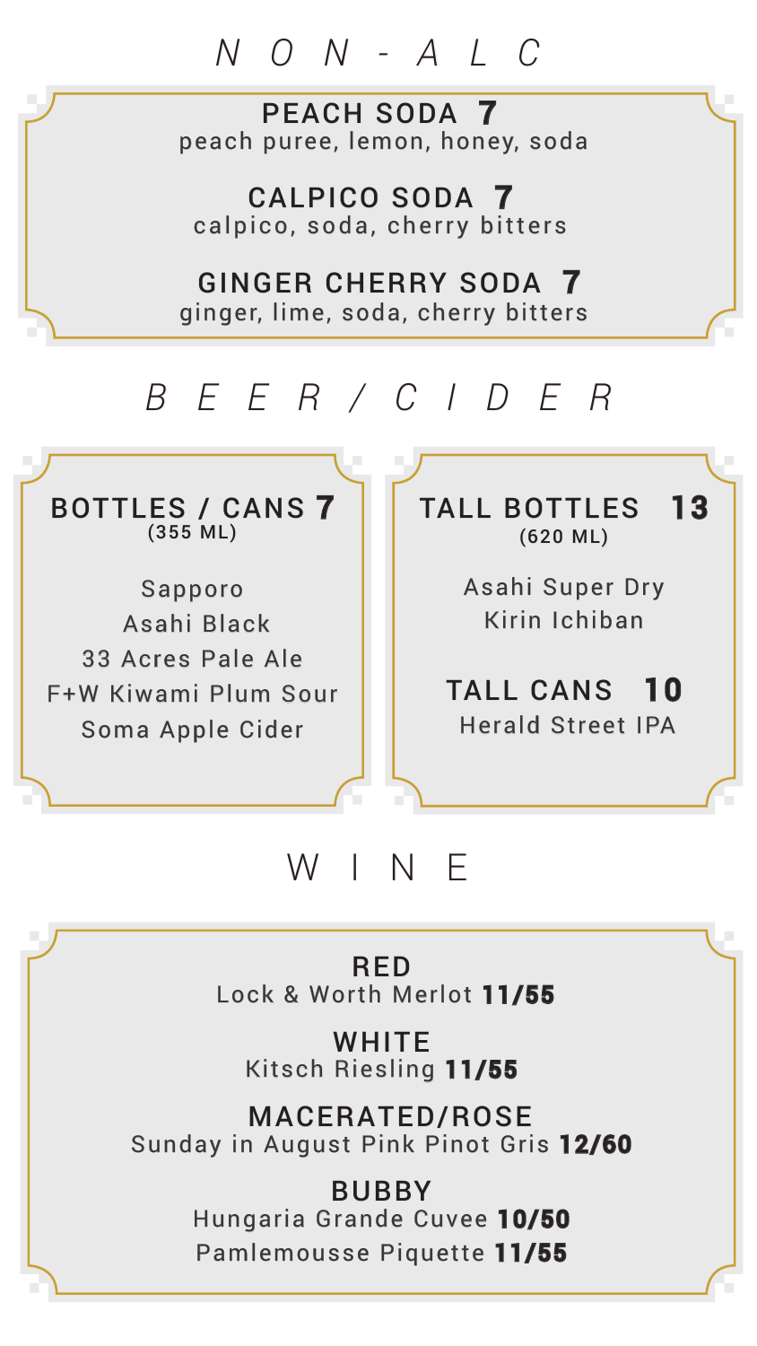# NON-ALC

**PEACH SODA 7**
peach puree, lemon, honey, soda

**CALPICO SODA 7**
calpico, soda, cherry bitters

**GINGER CHERRY SODA 7**
ginger, lime, soda, cherry bitters

# BEER / CIDER

**BOTTLES / CANS 7**
(355 ML)

Sapporo
Asahi Black
33 Acres Pale Ale
F+W Kiwami Plum Sour
Soma Apple Cider

**TALL BOTTLES 13**
(620 ML)

Asahi Super Dry
Kirin Ichiban

**TALL CANS 10**
Herald Street IPA

# WINE

**RED**
Lock & Worth Merlot **11/55**

**WHITE**
Kitsch Riesling **11/55**

**MACERATED/ROSE**
Sunday in August Pink Pinot Gris **12/60**

**BUBBY**
Hungaria Grande Cuvee **10/50**
Pamlemousse Piquette **11/55**